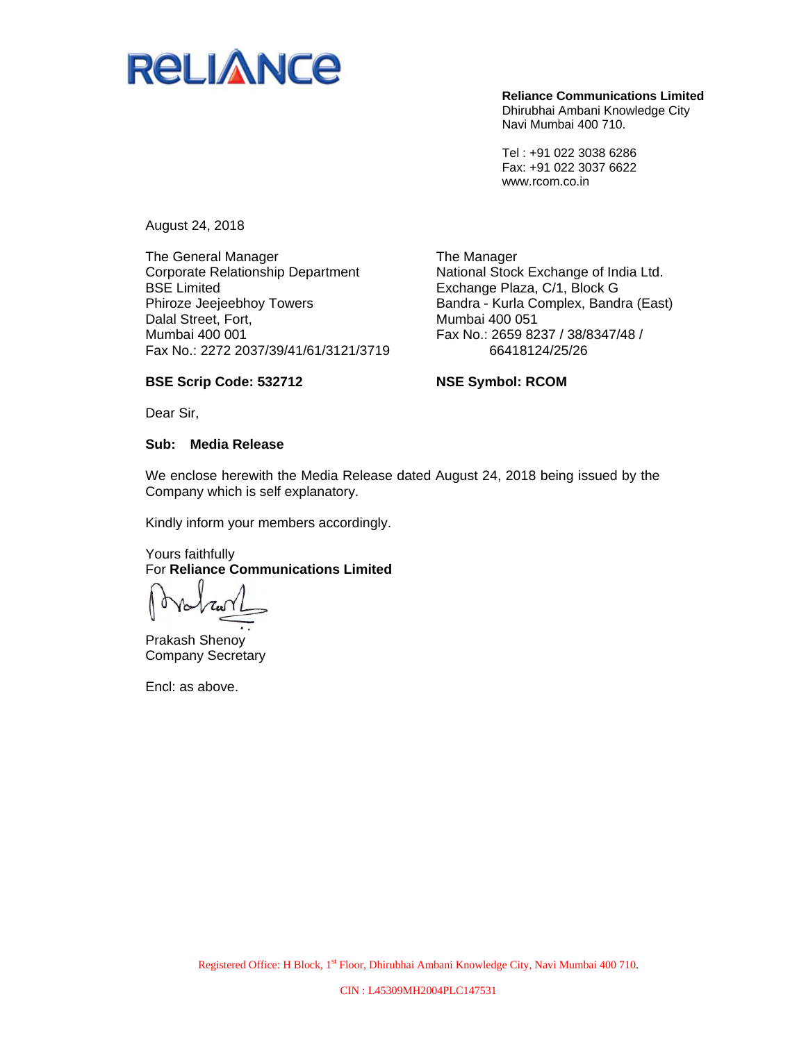RELIANCE

**Reliance Communications Limited**
Dhirubhai Ambani Knowledge City
Navi Mumbai 400 710.

Tel : +91 022 3038 6286
Fax: +91 022 3037 6622
www.rcom.co.in

August 24, 2018

The General Manager
Corporate Relationship Department
BSE Limited
Phiroze Jeejeebhoy Towers
Dalal Street, Fort,
Mumbai 400 001
Fax No.: 2272 2037/39/41/61/3121/3719

**BSE Scrip Code: 532712**

The Manager
National Stock Exchange of India Ltd.
Exchange Plaza, C/1, Block G
Bandra - Kurla Complex, Bandra (East)
Mumbai 400 051
Fax No.: 2659 8237 / 38/8347/48 / 66418124/25/26

**NSE Symbol: RCOM**

Dear Sir,

**Sub: Media Release**

We enclose herewith the Media Release dated August 24, 2018 being issued by the Company which is self explanatory.

Kindly inform your members accordingly.

Yours faithfully
For **Reliance Communications Limited**

Prakash Shenoy
Company Secretary

Encl: as above.

Registered Office: H Block, 1st Floor, Dhirubhai Ambani Knowledge City, Navi Mumbai 400 710.

CIN : L45309MH2004PLC147531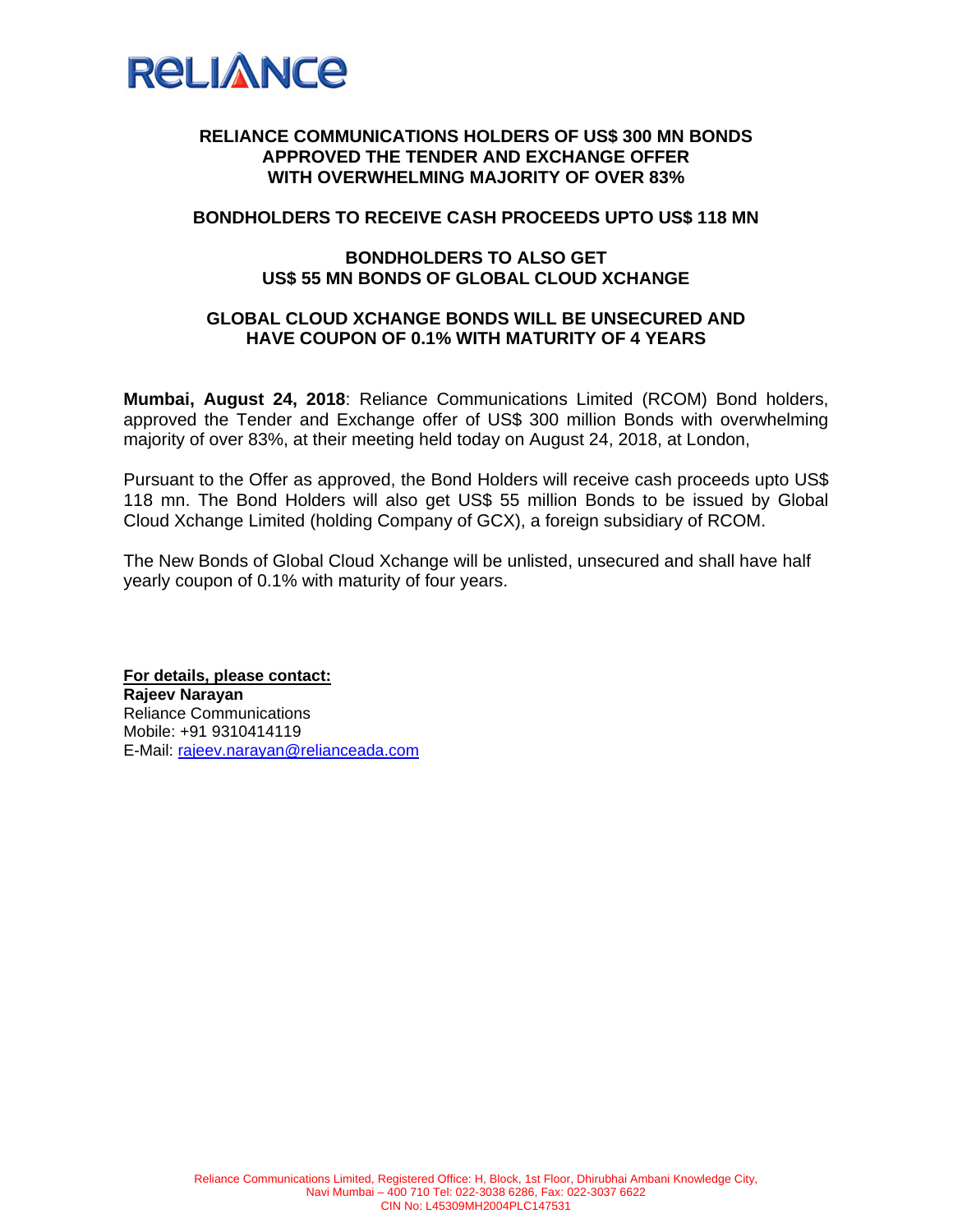RELIANCE

**RELIANCE COMMUNICATIONS HOLDERS OF US$ 300 MN BONDS APPROVED THE TENDER AND EXCHANGE OFFER WITH OVERWHELMING MAJORITY OF OVER 83%**

**BONDHOLDERS TO RECEIVE CASH PROCEEDS UPTO US$ 118 MN**

**BONDHOLDERS TO ALSO GET US$ 55 MN BONDS OF GLOBAL CLOUD XCHANGE**

**GLOBAL CLOUD XCHANGE BONDS WILL BE UNSECURED AND HAVE COUPON OF 0.1% WITH MATURITY OF 4 YEARS**

**Mumbai, August 24, 2018**: Reliance Communications Limited (RCOM) Bond holders, approved the Tender and Exchange offer of US$ 300 million Bonds with overwhelming majority of over 83%, at their meeting held today on August 24, 2018, at London,

Pursuant to the Offer as approved, the Bond Holders will receive cash proceeds upto US$ 118 mn. The Bond Holders will also get US$ 55 million Bonds to be issued by Global Cloud Xchange Limited (holding Company of GCX), a foreign subsidiary of RCOM.

The New Bonds of Global Cloud Xchange will be unlisted, unsecured and shall have half yearly coupon of 0.1% with maturity of four years.

**For details, please contact:**
**Rajeev Narayan**
Reliance Communications
Mobile: +91 9310414119
E-Mail: rajeev.narayan@relianceada.com

Reliance Communications Limited, Registered Office: H, Block, 1st Floor, Dhirubhai Ambani Knowledge City, Navi Mumbai – 400 710 Tel: 022-3038 6286, Fax: 022-3037 6622
CIN No: L45309MH2004PLC147531